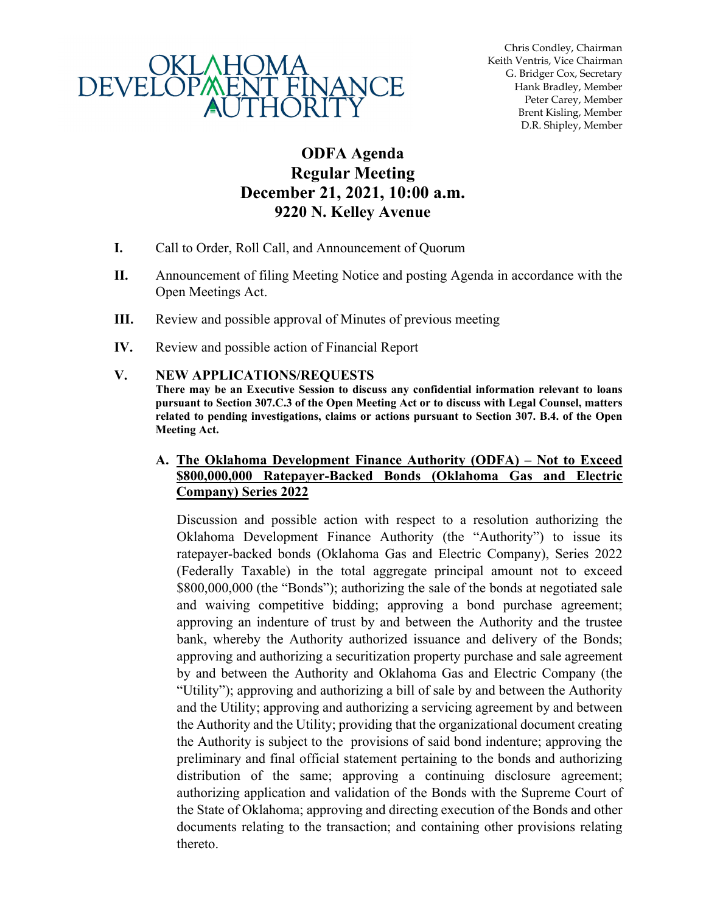OKLAHOMA DEVELOPMENT FINANCE AUTHORITY

Chris Condley, Chairman
Keith Ventris, Vice Chairman
G. Bridger Cox, Secretary
Hank Bradley, Member
Peter Carey, Member
Brent Kisling, Member
D.R. Shipley, Member

# ODFA Agenda
# Regular Meeting
# December 21, 2021, 10:00 a.m.
# 9220 N. Kelley Avenue

**I.** Call to Order, Roll Call, and Announcement of Quorum

**II.** Announcement of filing Meeting Notice and posting Agenda in accordance with the Open Meetings Act.

**III.** Review and possible approval of Minutes of previous meeting

**IV.** Review and possible action of Financial Report

**V. NEW APPLICATIONS/REQUESTS**

**There may be an Executive Session to discuss any confidential information relevant to loans pursuant to Section 307.C.3 of the Open Meeting Act or to discuss with Legal Counsel, matters related to pending investigations, claims or actions pursuant to Section 307. B.4. of the Open Meeting Act.**

**A. <u>The Oklahoma Development Finance Authority (ODFA) – Not to Exceed $800,000,000 Ratepayer-Backed Bonds (Oklahoma Gas and Electric Company) Series 2022</u>**

Discussion and possible action with respect to a resolution authorizing the Oklahoma Development Finance Authority (the "Authority") to issue its ratepayer-backed bonds (Oklahoma Gas and Electric Company), Series 2022 (Federally Taxable) in the total aggregate principal amount not to exceed $800,000,000 (the "Bonds"); authorizing the sale of the bonds at negotiated sale and waiving competitive bidding; approving a bond purchase agreement; approving an indenture of trust by and between the Authority and the trustee bank, whereby the Authority authorized issuance and delivery of the Bonds; approving and authorizing a securitization property purchase and sale agreement by and between the Authority and Oklahoma Gas and Electric Company (the "Utility"); approving and authorizing a bill of sale by and between the Authority and the Utility; approving and authorizing a servicing agreement by and between the Authority and the Utility; providing that the organizational document creating the Authority is subject to the provisions of said bond indenture; approving the preliminary and final official statement pertaining to the bonds and authorizing distribution of the same; approving a continuing disclosure agreement; authorizing application and validation of the Bonds with the Supreme Court of the State of Oklahoma; approving and directing execution of the Bonds and other documents relating to the transaction; and containing other provisions relating thereto.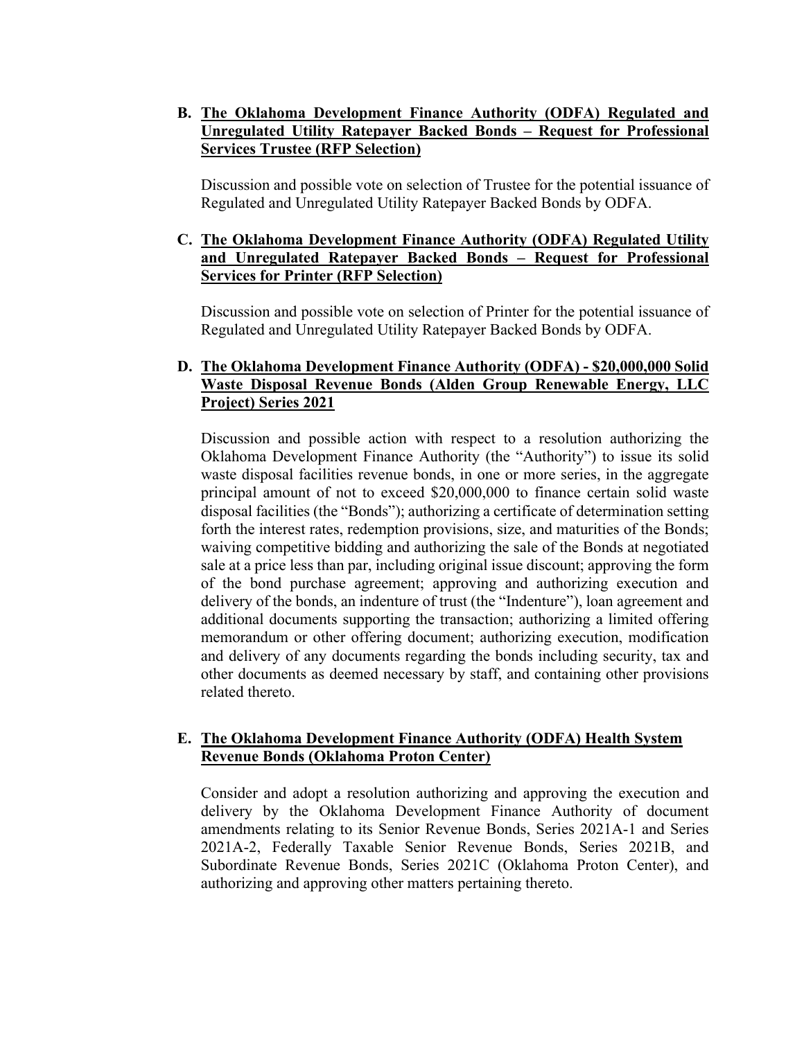**B. <u>The Oklahoma Development Finance Authority (ODFA) Regulated and Unregulated Utility Ratepayer Backed Bonds – Request for Professional Services Trustee (RFP Selection)</u>**

Discussion and possible vote on selection of Trustee for the potential issuance of Regulated and Unregulated Utility Ratepayer Backed Bonds by ODFA.

**C. <u>The Oklahoma Development Finance Authority (ODFA) Regulated Utility and Unregulated Ratepayer Backed Bonds – Request for Professional Services for Printer (RFP Selection)</u>**

Discussion and possible vote on selection of Printer for the potential issuance of Regulated and Unregulated Utility Ratepayer Backed Bonds by ODFA.

**D. <u>The Oklahoma Development Finance Authority (ODFA) - $20,000,000 Solid Waste Disposal Revenue Bonds (Alden Group Renewable Energy, LLC Project) Series 2021</u>**

Discussion and possible action with respect to a resolution authorizing the Oklahoma Development Finance Authority (the "Authority") to issue its solid waste disposal facilities revenue bonds, in one or more series, in the aggregate principal amount of not to exceed $20,000,000 to finance certain solid waste disposal facilities (the "Bonds"); authorizing a certificate of determination setting forth the interest rates, redemption provisions, size, and maturities of the Bonds; waiving competitive bidding and authorizing the sale of the Bonds at negotiated sale at a price less than par, including original issue discount; approving the form of the bond purchase agreement; approving and authorizing execution and delivery of the bonds, an indenture of trust (the "Indenture"), loan agreement and additional documents supporting the transaction; authorizing a limited offering memorandum or other offering document; authorizing execution, modification and delivery of any documents regarding the bonds including security, tax and other documents as deemed necessary by staff, and containing other provisions related thereto.

**E. <u>The Oklahoma Development Finance Authority (ODFA) Health System Revenue Bonds (Oklahoma Proton Center)</u>**

Consider and adopt a resolution authorizing and approving the execution and delivery by the Oklahoma Development Finance Authority of document amendments relating to its Senior Revenue Bonds, Series 2021A-1 and Series 2021A-2, Federally Taxable Senior Revenue Bonds, Series 2021B, and Subordinate Revenue Bonds, Series 2021C (Oklahoma Proton Center), and authorizing and approving other matters pertaining thereto.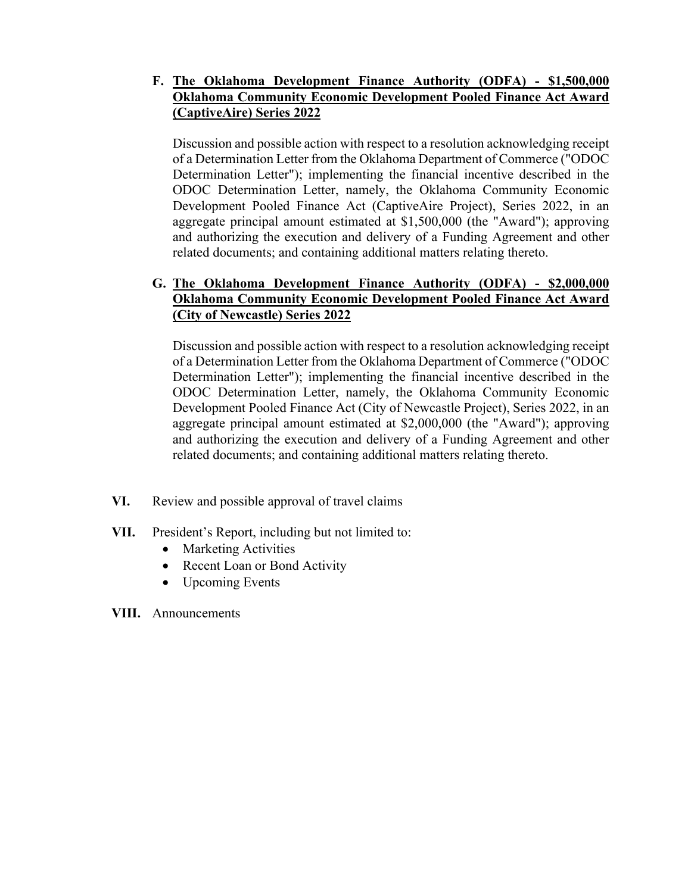F. **<u>The Oklahoma Development Finance Authority (ODFA) - $1,500,000 Oklahoma Community Economic Development Pooled Finance Act Award (CaptiveAire) Series 2022</u>**

Discussion and possible action with respect to a resolution acknowledging receipt of a Determination Letter from the Oklahoma Department of Commerce ("ODOC Determination Letter"); implementing the financial incentive described in the ODOC Determination Letter, namely, the Oklahoma Community Economic Development Pooled Finance Act (CaptiveAire Project), Series 2022, in an aggregate principal amount estimated at $1,500,000 (the "Award"); approving and authorizing the execution and delivery of a Funding Agreement and other related documents; and containing additional matters relating thereto.

G. **<u>The Oklahoma Development Finance Authority (ODFA) - $2,000,000 Oklahoma Community Economic Development Pooled Finance Act Award (City of Newcastle) Series 2022</u>**

Discussion and possible action with respect to a resolution acknowledging receipt of a Determination Letter from the Oklahoma Department of Commerce ("ODOC Determination Letter"); implementing the financial incentive described in the ODOC Determination Letter, namely, the Oklahoma Community Economic Development Pooled Finance Act (City of Newcastle Project), Series 2022, in an aggregate principal amount estimated at $2,000,000 (the "Award"); approving and authorizing the execution and delivery of a Funding Agreement and other related documents; and containing additional matters relating thereto.

**VI.** Review and possible approval of travel claims

**VII.** President's Report, including but not limited to:

- Marketing Activities
- Recent Loan or Bond Activity
- Upcoming Events

**VIII.** Announcements